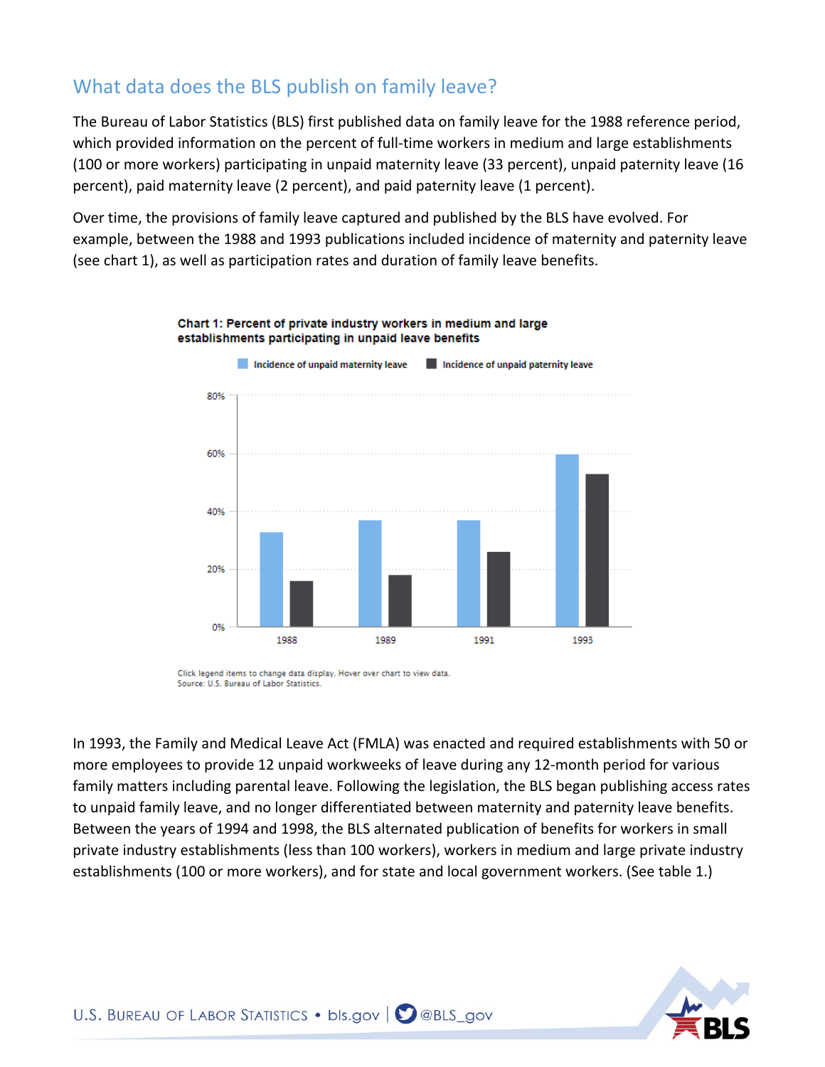## What data does the BLS publish on family leave?

The Bureau of Labor Statistics (BLS) first published data on family leave for the 1988 reference period, which provided information on the percent of full-time workers in medium and large establishments (100 or more workers) participating in unpaid maternity leave (33 percent), unpaid paternity leave (16 percent), paid maternity leave (2 percent), and paid paternity leave (1 percent).

Over time, the provisions of family leave captured and published by the BLS have evolved. For example, between the 1988 and 1993 publications included incidence of maternity and paternity leave (see chart 1), as well as participation rates and duration of family leave benefits.

**Chart 1: Percent of private industry workers in medium and large establishments participating in unpaid leave benefits**

Incidence of unpaid maternity leave | Incidence of unpaid paternity leave

80%
60%
40%
20%
0%

1988 1989 1991 1993

Click legend items to change data display. Hover over chart to view data.
Source: U.S. Bureau of Labor Statistics.

In 1993, the Family and Medical Leave Act (FMLA) was enacted and required establishments with 50 or more employees to provide 12 unpaid workweeks of leave during any 12-month period for various family matters including parental leave. Following the legislation, the BLS began publishing access rates to unpaid family leave, and no longer differentiated between maternity and paternity leave benefits. Between the years of 1994 and 1998, the BLS alternated publication of benefits for workers in small private industry establishments (less than 100 workers), workers in medium and large private industry establishments (100 or more workers), and for state and local government workers. (See table 1.)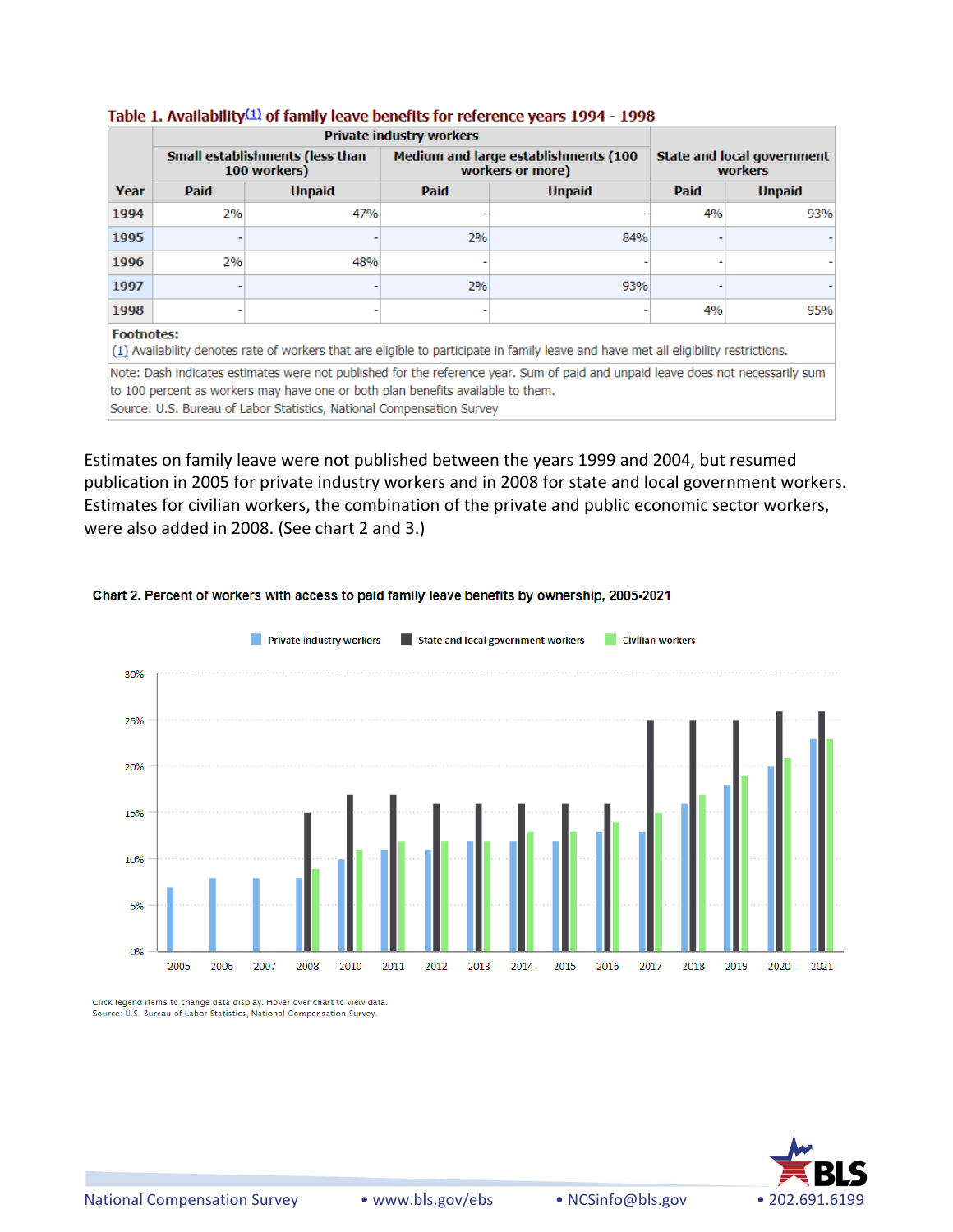**Table 1. Availability(1) of family leave benefits for reference years 1994 - 1998**

| Year | Private industry workers | | | | State and local government workers | |
|---|---|---|---|---|---|---|
| | Small establishments (less than 100 workers) | | Medium and large establishments (100 workers or more) | | | |
| | Paid | Unpaid | Paid | Unpaid | Paid | Unpaid |
| 1994 | 2% | 47% | - | - | 4% | 93% |
| 1995 | - | - | 2% | 84% | - | - |
| 1996 | 2% | 48% | - | - | - | - |
| 1997 | - | - | 2% | 93% | - | - |
| 1998 | - | - | - | - | 4% | 95% |

Footnotes:
(1) Availability denotes rate of workers that are eligible to participate in family leave and have met all eligibility restrictions.

Note: Dash indicates estimates were not published for the reference year. Sum of paid and unpaid leave does not necessarily sum to 100 percent as workers may have one or both plan benefits available to them.
Source: U.S. Bureau of Labor Statistics, National Compensation Survey

Estimates on family leave were not published between the years 1999 and 2004, but resumed publication in 2005 for private industry workers and in 2008 for state and local government workers. Estimates for civilian workers, the combination of the private and public economic sector workers, were also added in 2008. (See chart 2 and 3.)

**Chart 2. Percent of workers with access to paid family leave benefits by ownership, 2005-2021**

Click legend items to change data display. Hover over chart to view data.
Source: U.S. Bureau of Labor Statistics, National Compensation Survey.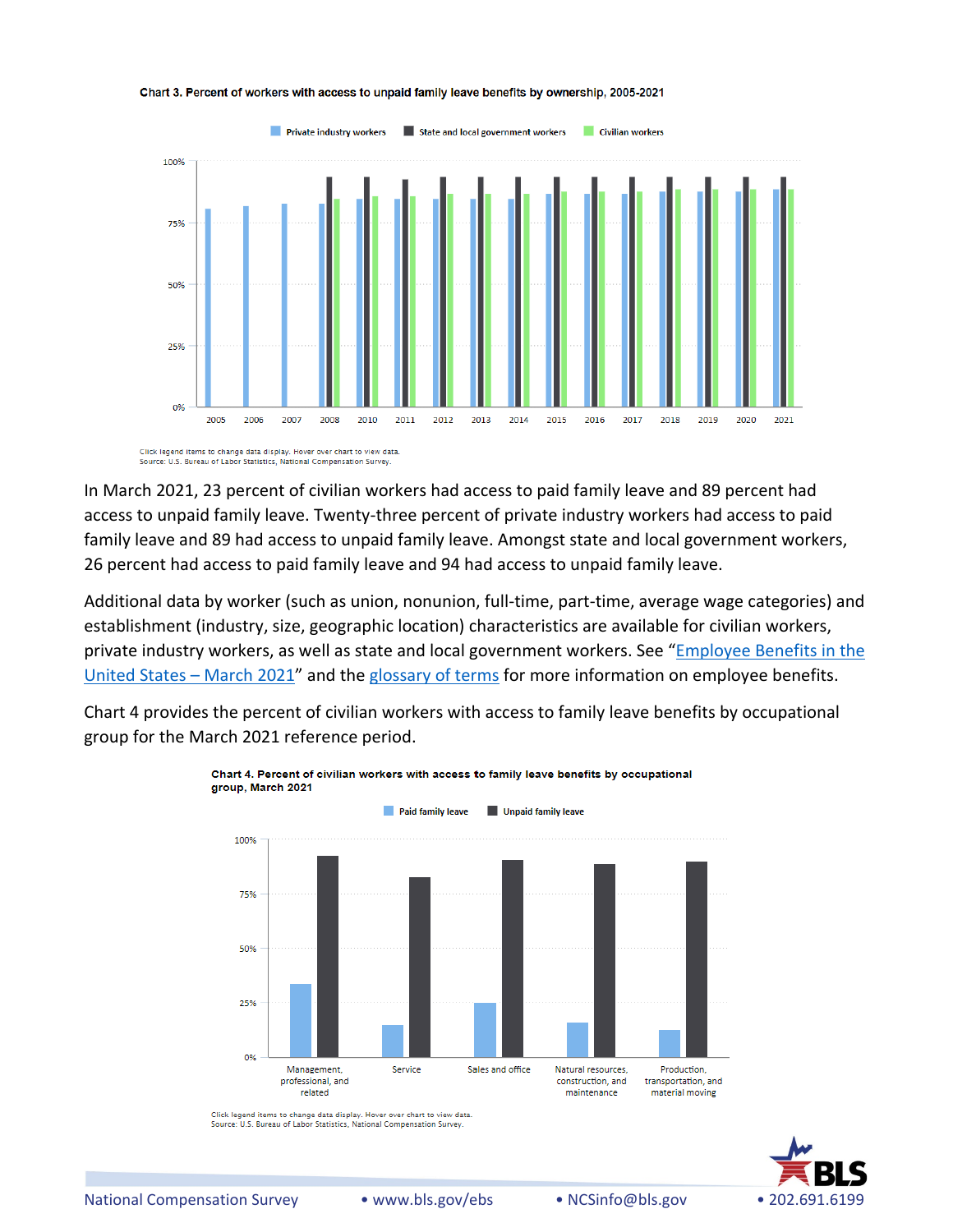**Chart 3. Percent of workers with access to unpaid family leave benefits by ownership, 2005-2021**

Click legend items to change data display. Hover over chart to view data.
Source: U.S. Bureau of Labor Statistics, National Compensation Survey.

In March 2021, 23 percent of civilian workers had access to paid family leave and 89 percent had access to unpaid family leave. Twenty-three percent of private industry workers had access to paid family leave and 89 had access to unpaid family leave. Amongst state and local government workers, 26 percent had access to paid family leave and 94 had access to unpaid family leave.

Additional data by worker (such as union, nonunion, full-time, part-time, average wage categories) and establishment (industry, size, geographic location) characteristics are available for civilian workers, private industry workers, as well as state and local government workers. See "Employee Benefits in the United States – March 2021" and the glossary of terms for more information on employee benefits.

Chart 4 provides the percent of civilian workers with access to family leave benefits by occupational group for the March 2021 reference period.

**Chart 4. Percent of civilian workers with access to family leave benefits by occupational group, March 2021**

Click legend items to change data display. Hover over chart to view data.
Source: U.S. Bureau of Labor Statistics, National Compensation Survey.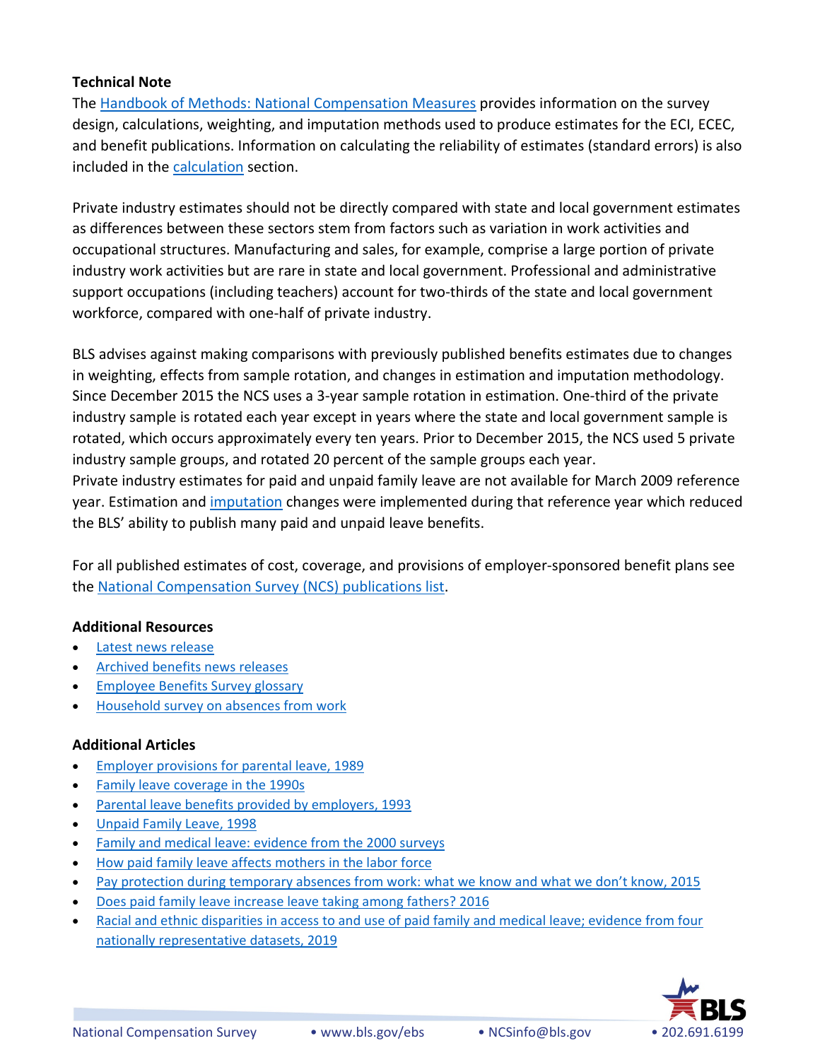**Technical Note**

The Handbook of Methods: National Compensation Measures provides information on the survey design, calculations, weighting, and imputation methods used to produce estimates for the ECI, ECEC, and benefit publications. Information on calculating the reliability of estimates (standard errors) is also included in the calculation section.

Private industry estimates should not be directly compared with state and local government estimates as differences between these sectors stem from factors such as variation in work activities and occupational structures. Manufacturing and sales, for example, comprise a large portion of private industry work activities but are rare in state and local government. Professional and administrative support occupations (including teachers) account for two-thirds of the state and local government workforce, compared with one-half of private industry.

BLS advises against making comparisons with previously published benefits estimates due to changes in weighting, effects from sample rotation, and changes in estimation and imputation methodology. Since December 2015 the NCS uses a 3-year sample rotation in estimation. One-third of the private industry sample is rotated each year except in years where the state and local government sample is rotated, which occurs approximately every ten years. Prior to December 2015, the NCS used 5 private industry sample groups, and rotated 20 percent of the sample groups each year.
Private industry estimates for paid and unpaid family leave are not available for March 2009 reference year. Estimation and imputation changes were implemented during that reference year which reduced the BLS' ability to publish many paid and unpaid leave benefits.

For all published estimates of cost, coverage, and provisions of employer-sponsored benefit plans see the National Compensation Survey (NCS) publications list.

**Additional Resources**

- Latest news release
- Archived benefits news releases
- Employee Benefits Survey glossary
- Household survey on absences from work

**Additional Articles**

- Employer provisions for parental leave, 1989
- Family leave coverage in the 1990s
- Parental leave benefits provided by employers, 1993
- Unpaid Family Leave, 1998
- Family and medical leave: evidence from the 2000 surveys
- How paid family leave affects mothers in the labor force
- Pay protection during temporary absences from work: what we know and what we don't know, 2015
- Does paid family leave increase leave taking among fathers? 2016
- Racial and ethnic disparities in access to and use of paid family and medical leave; evidence from four nationally representative datasets, 2019